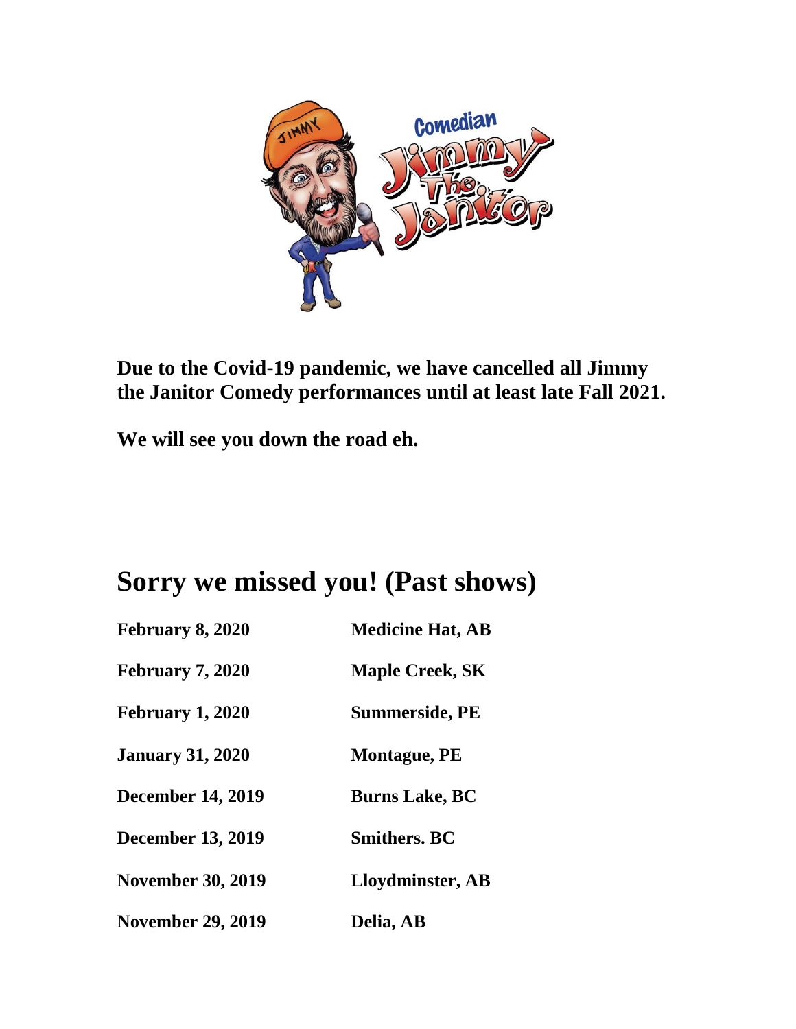**Due to the Covid-19 pandemic, we have cancelled all Jimmy the Janitor Comedy performances until at least late Fall 2021.**

**We will see you down the road eh.**

# Sorry we missed you! (Past shows)

| | |
|---|---|
| **February 8, 2020** | **Medicine Hat, AB** |
| **February 7, 2020** | **Maple Creek, SK** |
| **February 1, 2020** | **Summerside, PE** |
| **January 31, 2020** | **Montague, PE** |
| **December 14, 2019** | **Burns Lake, BC** |
| **December 13, 2019** | **Smithers. BC** |
| **November 30, 2019** | **Lloydminster, AB** |
| **November 29, 2019** | **Delia, AB** |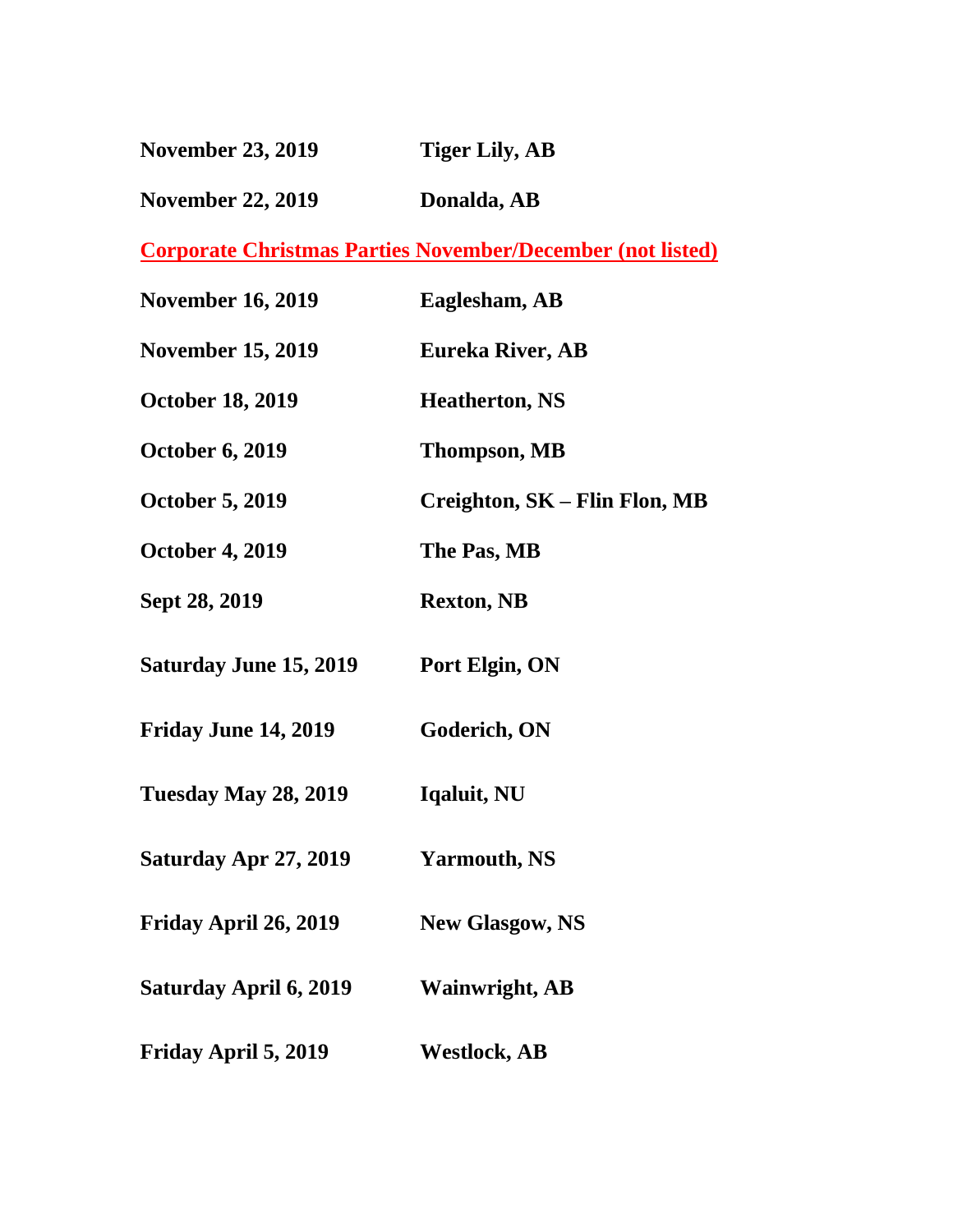**November 23, 2019** **Tiger Lily, AB**

**November 22, 2019** **Donalda, AB**

**Corporate Christmas Parties November/December (not listed)**

**November 16, 2019** **Eaglesham, AB**

**November 15, 2019** **Eureka River, AB**

**October 18, 2019** **Heatherton, NS**

**October 6, 2019** **Thompson, MB**

**October 5, 2019** **Creighton, SK – Flin Flon, MB**

**October 4, 2019** **The Pas, MB**

**Sept 28, 2019** **Rexton, NB**

**Saturday June 15, 2019** **Port Elgin, ON**

**Friday June 14, 2019** **Goderich, ON**

**Tuesday May 28, 2019** **Iqaluit, NU**

**Saturday Apr 27, 2019** **Yarmouth, NS**

**Friday April 26, 2019** **New Glasgow, NS**

**Saturday April 6, 2019** **Wainwright, AB**

**Friday April 5, 2019** **Westlock, AB**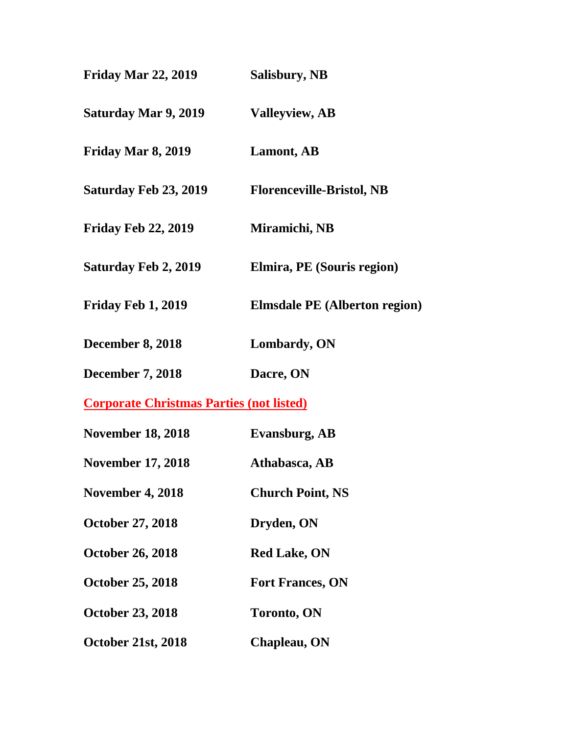| | |
|---|---|
| **Friday Mar 22, 2019** | **Salisbury, NB** |
| **Saturday Mar 9, 2019** | **Valleyview, AB** |
| **Friday Mar 8, 2019** | **Lamont, AB** |
| **Saturday Feb 23, 2019** | **Florenceville-Bristol, NB** |
| **Friday Feb 22, 2019** | **Miramichi, NB** |
| **Saturday Feb 2, 2019** | **Elmira, PE (Souris region)** |
| **Friday Feb 1, 2019** | **Elmsdale PE (Alberton region)** |
| **December 8, 2018** | **Lombardy, ON** |
| **December 7, 2018** | **Dacre, ON** |

**Corporate Christmas Parties (not listed)**

| | |
|---|---|
| **November 18, 2018** | **Evansburg, AB** |
| **November 17, 2018** | **Athabasca, AB** |
| **November 4, 2018** | **Church Point, NS** |
| **October 27, 2018** | **Dryden, ON** |
| **October 26, 2018** | **Red Lake, ON** |
| **October 25, 2018** | **Fort Frances, ON** |
| **October 23, 2018** | **Toronto, ON** |
| **October 21st, 2018** | **Chapleau, ON** |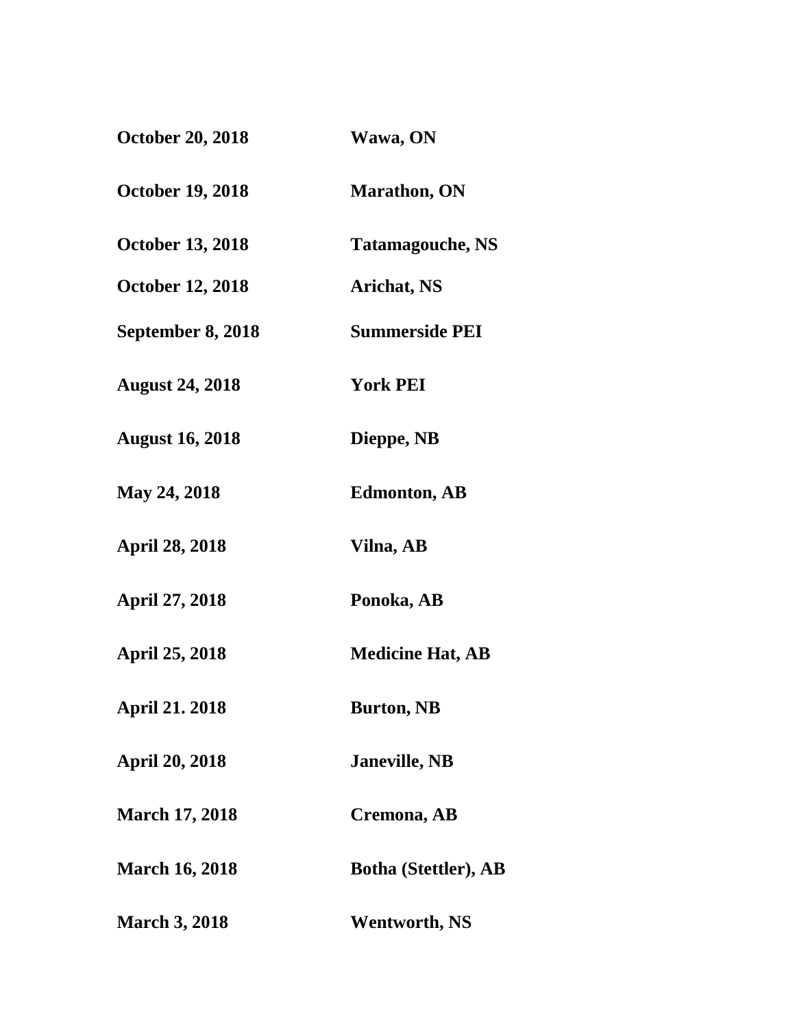| | |
|---|---|
| **October 20, 2018** | **Wawa, ON** |
| **October 19, 2018** | **Marathon, ON** |
| **October 13, 2018** | **Tatamagouche, NS** |
| **October 12, 2018** | **Arichat, NS** |
| **September 8, 2018** | **Summerside PEI** |
| **August 24, 2018** | **York PEI** |
| **August 16, 2018** | **Dieppe, NB** |
| **May 24, 2018** | **Edmonton, AB** |
| **April 28, 2018** | **Vilna, AB** |
| **April 27, 2018** | **Ponoka, AB** |
| **April 25, 2018** | **Medicine Hat, AB** |
| **April 21. 2018** | **Burton, NB** |
| **April 20, 2018** | **Janeville, NB** |
| **March 17, 2018** | **Cremona, AB** |
| **March 16, 2018** | **Botha (Stettler), AB** |
| **March 3, 2018** | **Wentworth, NS** |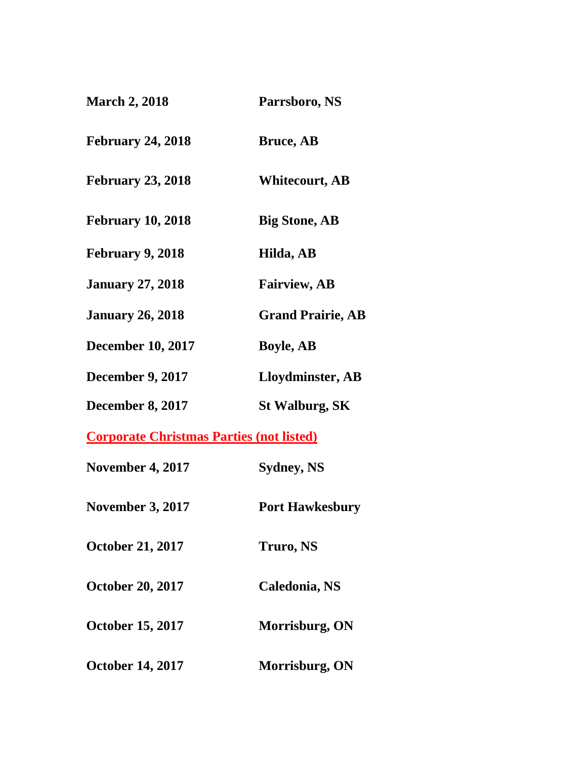**March 2, 2018** **Parrsboro, NS**

**February 24, 2018** **Bruce, AB**

**February 23, 2018** **Whitecourt, AB**

**February 10, 2018** **Big Stone, AB**

**February 9, 2018** **Hilda, AB**

**January 27, 2018** **Fairview, AB**

**January 26, 2018** **Grand Prairie, AB**

**December 10, 2017** **Boyle, AB**

**December 9, 2017** **Lloydminster, AB**

**December 8, 2017** **St Walburg, SK**

**Corporate Christmas Parties (not listed)**

**November 4, 2017** **Sydney, NS**

**November 3, 2017** **Port Hawkesbury**

**October 21, 2017** **Truro, NS**

**October 20, 2017** **Caledonia, NS**

**October 15, 2017** **Morrisburg, ON**

**October 14, 2017** **Morrisburg, ON**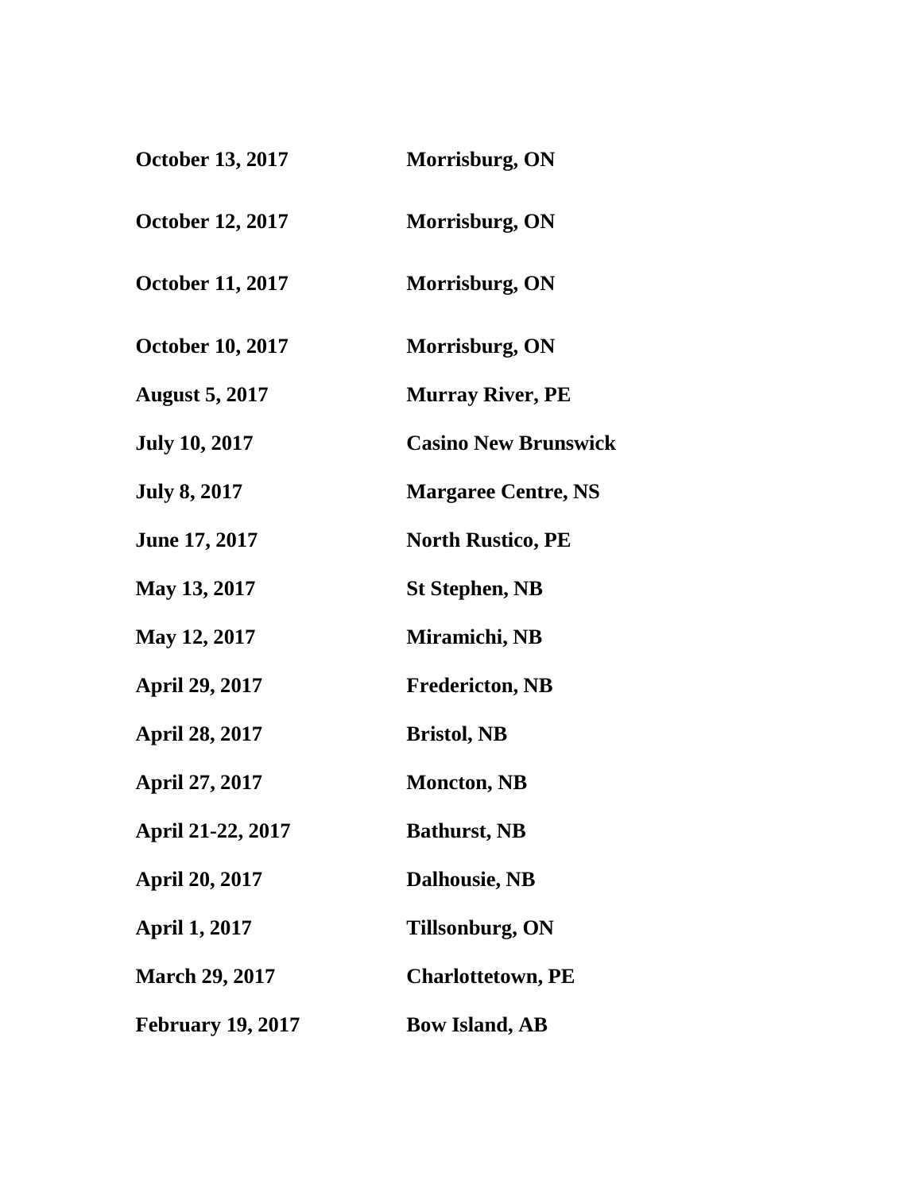| | |
|---|---|
| **October 13, 2017** | **Morrisburg, ON** |
| **October 12, 2017** | **Morrisburg, ON** |
| **October 11, 2017** | **Morrisburg, ON** |
| **October 10, 2017** | **Morrisburg, ON** |
| **August 5, 2017** | **Murray River, PE** |
| **July 10, 2017** | **Casino New Brunswick** |
| **July 8, 2017** | **Margaree Centre, NS** |
| **June 17, 2017** | **North Rustico, PE** |
| **May 13, 2017** | **St Stephen, NB** |
| **May 12, 2017** | **Miramichi, NB** |
| **April 29, 2017** | **Fredericton, NB** |
| **April 28, 2017** | **Bristol, NB** |
| **April 27, 2017** | **Moncton, NB** |
| **April 21-22, 2017** | **Bathurst, NB** |
| **April 20, 2017** | **Dalhousie, NB** |
| **April 1, 2017** | **Tillsonburg, ON** |
| **March 29, 2017** | **Charlottetown, PE** |
| **February 19, 2017** | **Bow Island, AB** |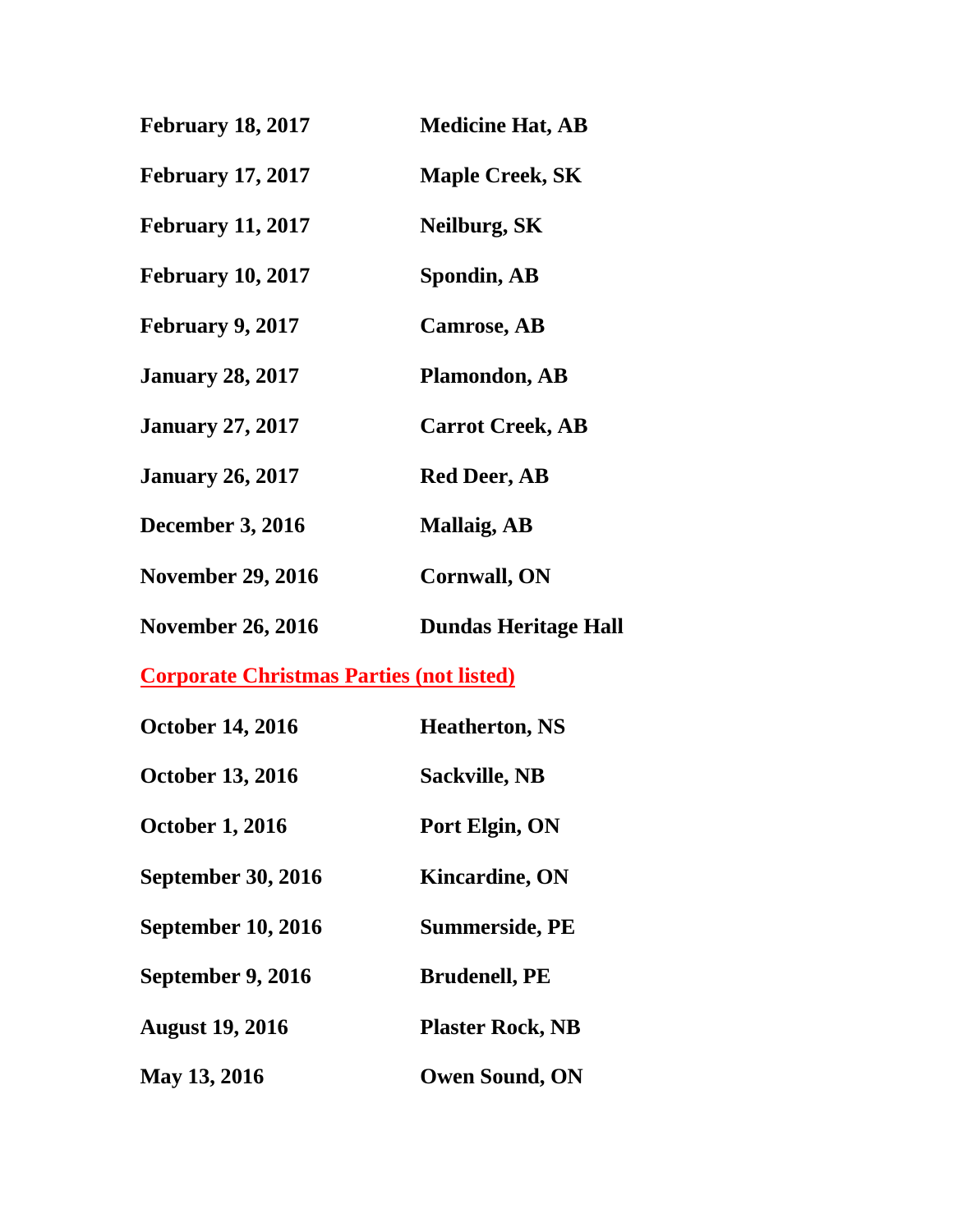| | |
|---|---|
| **February 18, 2017** | **Medicine Hat, AB** |
| **February 17, 2017** | **Maple Creek, SK** |
| **February 11, 2017** | **Neilburg, SK** |
| **February 10, 2017** | **Spondin, AB** |
| **February 9, 2017** | **Camrose, AB** |
| **January 28, 2017** | **Plamondon, AB** |
| **January 27, 2017** | **Carrot Creek, AB** |
| **January 26, 2017** | **Red Deer, AB** |
| **December 3, 2016** | **Mallaig, AB** |
| **November 29, 2016** | **Cornwall, ON** |
| **November 26, 2016** | **Dundas Heritage Hall** |

**Corporate Christmas Parties (not listed)**

| | |
|---|---|
| **October 14, 2016** | **Heatherton, NS** |
| **October 13, 2016** | **Sackville, NB** |
| **October 1, 2016** | **Port Elgin, ON** |
| **September 30, 2016** | **Kincardine, ON** |
| **September 10, 2016** | **Summerside, PE** |
| **September 9, 2016** | **Brudenell, PE** |
| **August 19, 2016** | **Plaster Rock, NB** |
| **May 13, 2016** | **Owen Sound, ON** |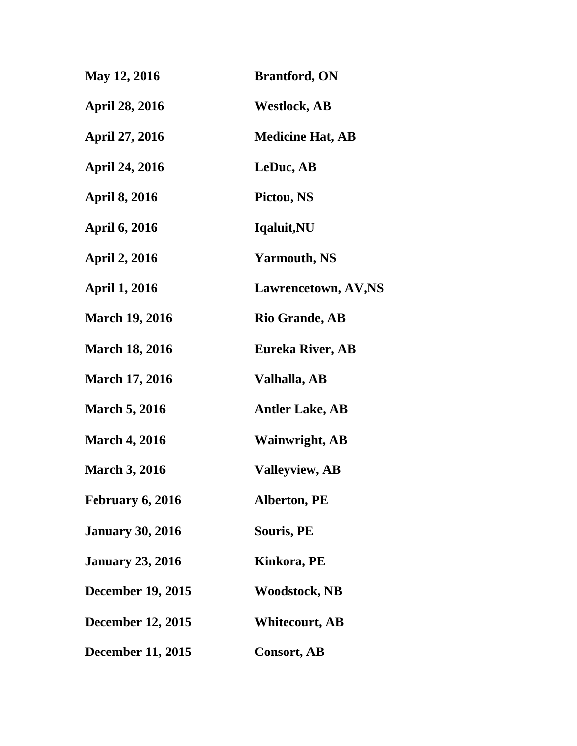| | |
|---|---|
| **May 12, 2016** | **Brantford, ON** |
| **April 28, 2016** | **Westlock, AB** |
| **April 27, 2016** | **Medicine Hat, AB** |
| **April 24, 2016** | **LeDuc, AB** |
| **April 8, 2016** | **Pictou, NS** |
| **April 6, 2016** | **Iqaluit,NU** |
| **April 2, 2016** | **Yarmouth, NS** |
| **April 1, 2016** | **Lawrencetown, AV,NS** |
| **March 19, 2016** | **Rio Grande, AB** |
| **March 18, 2016** | **Eureka River, AB** |
| **March 17, 2016** | **Valhalla, AB** |
| **March 5, 2016** | **Antler Lake, AB** |
| **March 4, 2016** | **Wainwright, AB** |
| **March 3, 2016** | **Valleyview, AB** |
| **February 6, 2016** | **Alberton, PE** |
| **January 30, 2016** | **Souris, PE** |
| **January 23, 2016** | **Kinkora, PE** |
| **December 19, 2015** | **Woodstock, NB** |
| **December 12, 2015** | **Whitecourt, AB** |
| **December 11, 2015** | **Consort, AB** |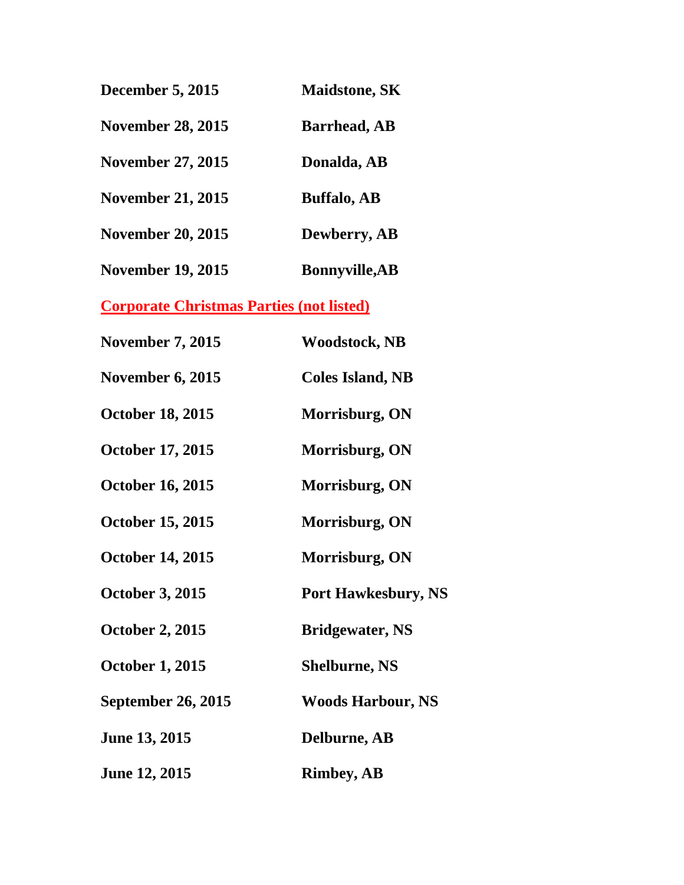| | |
|---|---|
| **December 5, 2015** | **Maidstone, SK** |
| **November 28, 2015** | **Barrhead, AB** |
| **November 27, 2015** | **Donalda, AB** |
| **November 21, 2015** | **Buffalo, AB** |
| **November 20, 2015** | **Dewberry, AB** |
| **November 19, 2015** | **Bonnyville,AB** |

**Corporate Christmas Parties (not listed)**

| | |
|---|---|
| **November 7, 2015** | **Woodstock, NB** |
| **November 6, 2015** | **Coles Island, NB** |
| **October 18, 2015** | **Morrisburg, ON** |
| **October 17, 2015** | **Morrisburg, ON** |
| **October 16, 2015** | **Morrisburg, ON** |
| **October 15, 2015** | **Morrisburg, ON** |
| **October 14, 2015** | **Morrisburg, ON** |
| **October 3, 2015** | **Port Hawkesbury, NS** |
| **October 2, 2015** | **Bridgewater, NS** |
| **October 1, 2015** | **Shelburne, NS** |
| **September 26, 2015** | **Woods Harbour, NS** |
| **June 13, 2015** | **Delburne, AB** |
| **June 12, 2015** | **Rimbey, AB** |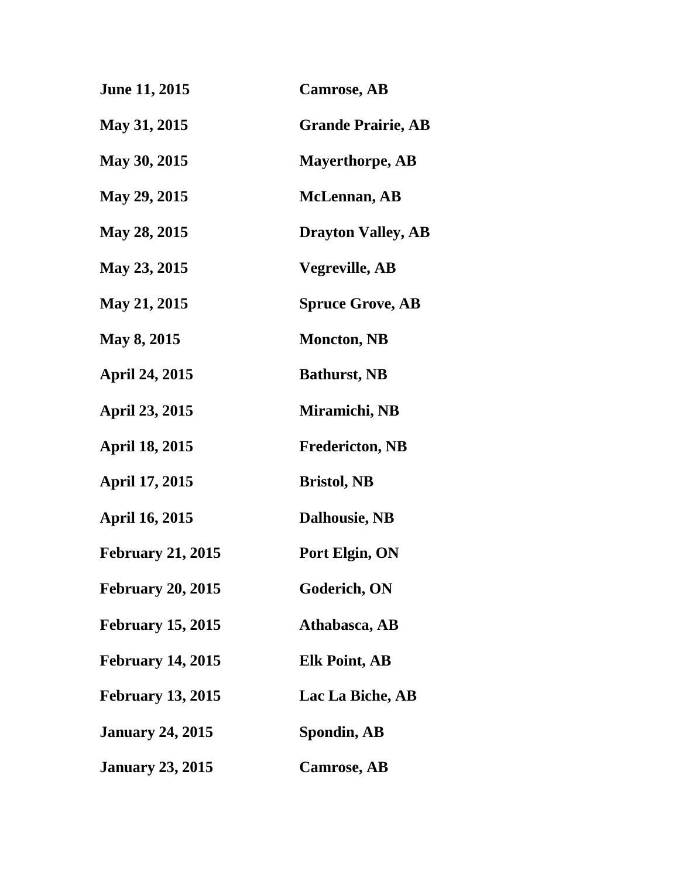| | |
|---|---|
| **June 11, 2015** | **Camrose, AB** |
| **May 31, 2015** | **Grande Prairie, AB** |
| **May 30, 2015** | **Mayerthorpe, AB** |
| **May 29, 2015** | **McLennan, AB** |
| **May 28, 2015** | **Drayton Valley, AB** |
| **May 23, 2015** | **Vegreville, AB** |
| **May 21, 2015** | **Spruce Grove, AB** |
| **May 8, 2015** | **Moncton, NB** |
| **April 24, 2015** | **Bathurst, NB** |
| **April 23, 2015** | **Miramichi, NB** |
| **April 18, 2015** | **Fredericton, NB** |
| **April 17, 2015** | **Bristol, NB** |
| **April 16, 2015** | **Dalhousie, NB** |
| **February 21, 2015** | **Port Elgin, ON** |
| **February 20, 2015** | **Goderich, ON** |
| **February 15, 2015** | **Athabasca, AB** |
| **February 14, 2015** | **Elk Point, AB** |
| **February 13, 2015** | **Lac La Biche, AB** |
| **January 24, 2015** | **Spondin, AB** |
| **January 23, 2015** | **Camrose, AB** |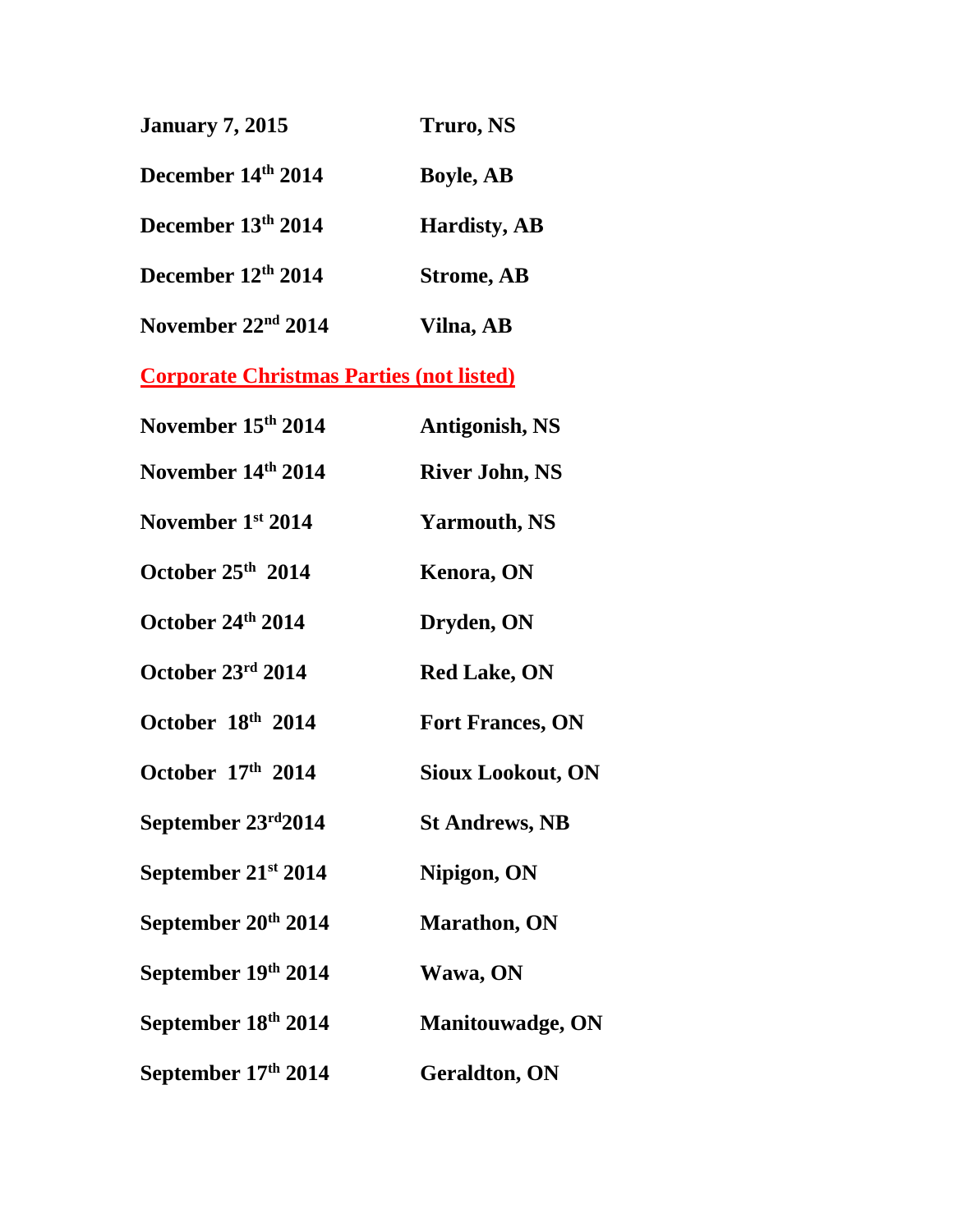**January 7, 2015** **Truro, NS**

**December 14th 2014** **Boyle, AB**

**December 13th 2014** **Hardisty, AB**

**December 12th 2014** **Strome, AB**

**November 22nd 2014** **Vilna, AB**

**Corporate Christmas Parties (not listed)**

**November 15th 2014** **Antigonish, NS**

**November 14th 2014** **River John, NS**

**November 1st 2014** **Yarmouth, NS**

**October 25th 2014** **Kenora, ON**

**October 24th 2014** **Dryden, ON**

**October 23rd 2014** **Red Lake, ON**

**October 18th 2014** **Fort Frances, ON**

**October 17th 2014** **Sioux Lookout, ON**

**September 23rd2014** **St Andrews, NB**

**September 21st 2014** **Nipigon, ON**

**September 20th 2014** **Marathon, ON**

**September 19th 2014** **Wawa, ON**

**September 18th 2014** **Manitouwadge, ON**

**September 17th 2014** **Geraldton, ON**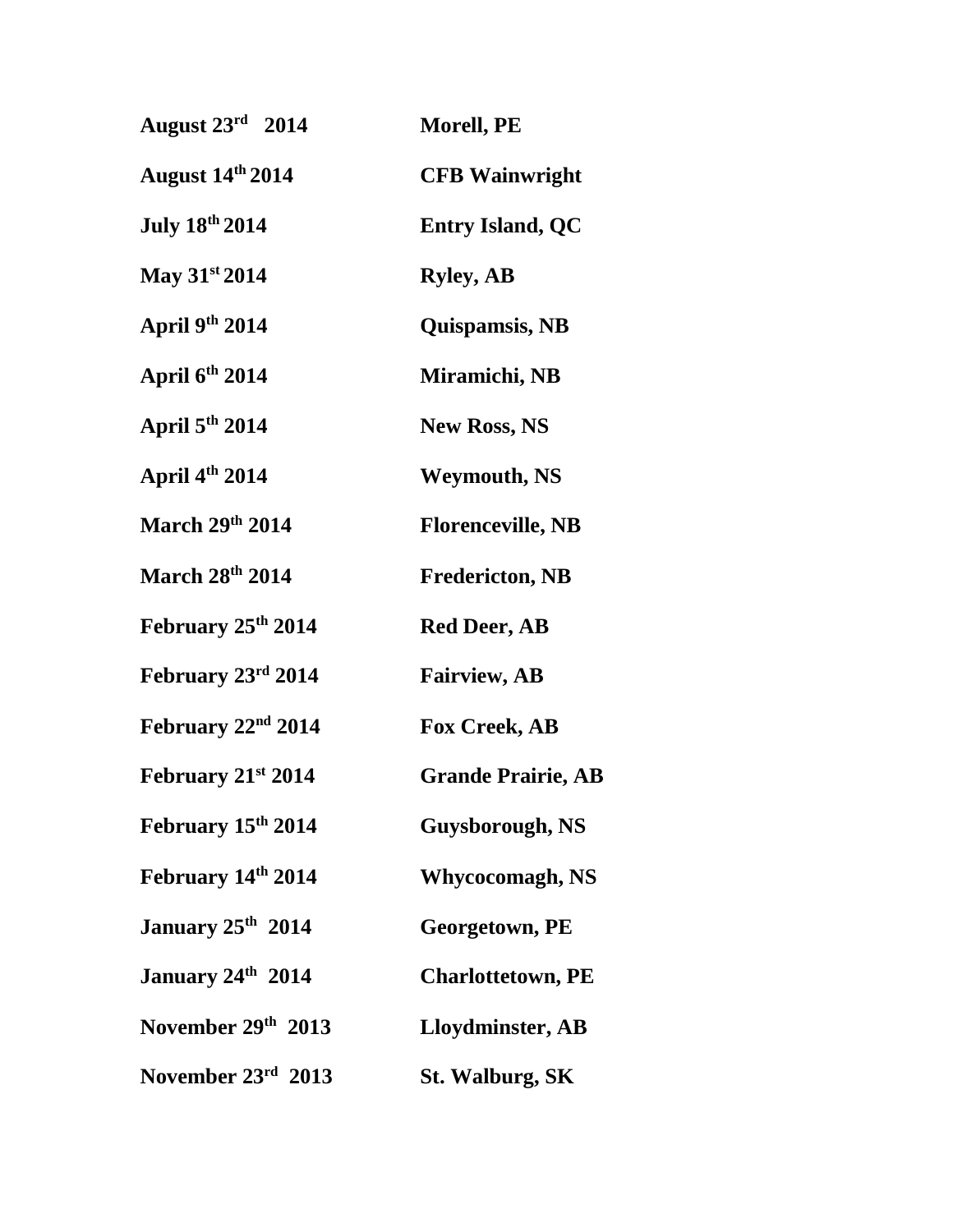| | |
|---|---|
| **August 23rd 2014** | **Morell, PE** |
| **August 14th 2014** | **CFB Wainwright** |
| **July 18th 2014** | **Entry Island, QC** |
| **May 31st 2014** | **Ryley, AB** |
| **April 9th 2014** | **Quispamsis, NB** |
| **April 6th 2014** | **Miramichi, NB** |
| **April 5th 2014** | **New Ross, NS** |
| **April 4th 2014** | **Weymouth, NS** |
| **March 29th 2014** | **Florenceville, NB** |
| **March 28th 2014** | **Fredericton, NB** |
| **February 25th 2014** | **Red Deer, AB** |
| **February 23rd 2014** | **Fairview, AB** |
| **February 22nd 2014** | **Fox Creek, AB** |
| **February 21st 2014** | **Grande Prairie, AB** |
| **February 15th 2014** | **Guysborough, NS** |
| **February 14th 2014** | **Whycocomagh, NS** |
| **January 25th 2014** | **Georgetown, PE** |
| **January 24th 2014** | **Charlottetown, PE** |
| **November 29th 2013** | **Lloydminster, AB** |
| **November 23rd 2013** | **St. Walburg, SK** |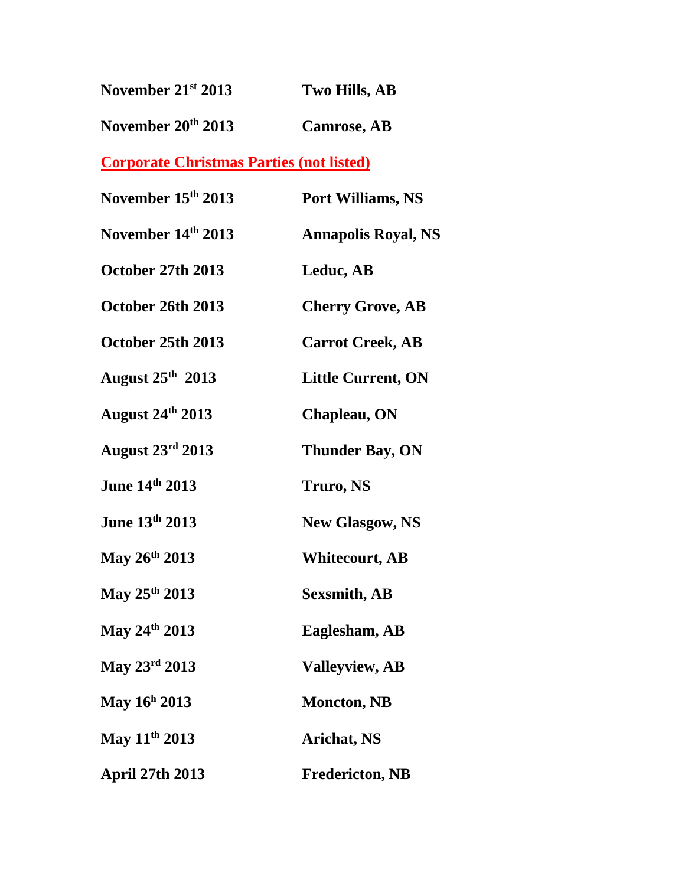**November 21st 2013** **Two Hills, AB**

**November 20th 2013** **Camrose, AB**

**Corporate Christmas Parties (not listed)**

**November 15th 2013** **Port Williams, NS**

**November 14th 2013** **Annapolis Royal, NS**

**October 27th 2013** **Leduc, AB**

**October 26th 2013** **Cherry Grove, AB**

**October 25th 2013** **Carrot Creek, AB**

**August 25th 2013** **Little Current, ON**

**August 24th 2013** **Chapleau, ON**

**August 23rd 2013** **Thunder Bay, ON**

**June 14th 2013** **Truro, NS**

**June 13th 2013** **New Glasgow, NS**

**May 26th 2013** **Whitecourt, AB**

**May 25th 2013** **Sexsmith, AB**

**May 24th 2013** **Eaglesham, AB**

**May 23rd 2013** **Valleyview, AB**

**May 16h 2013** **Moncton, NB**

**May 11th 2013** **Arichat, NS**

**April 27th 2013** **Fredericton, NB**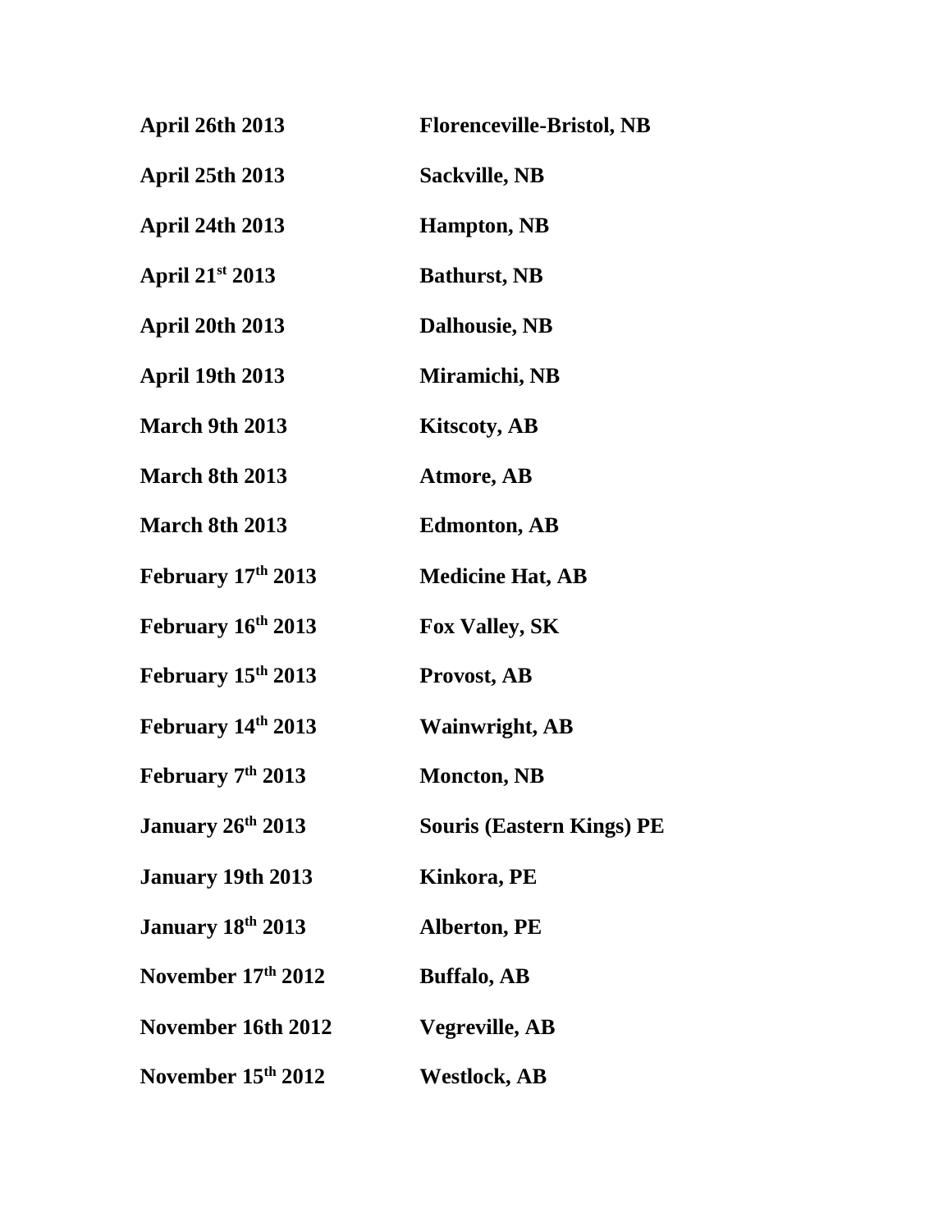**April 26th 2013** **Florenceville-Bristol, NB**

**April 25th 2013** **Sackville, NB**

**April 24th 2013** **Hampton, NB**

**April 21st 2013** **Bathurst, NB**

**April 20th 2013** **Dalhousie, NB**

**April 19th 2013** **Miramichi, NB**

**March 9th 2013** **Kitscoty, AB**

**March 8th 2013** **Atmore, AB**

**March 8th 2013** **Edmonton, AB**

**February 17th 2013** **Medicine Hat, AB**

**February 16th 2013** **Fox Valley, SK**

**February 15th 2013** **Provost, AB**

**February 14th 2013** **Wainwright, AB**

**February 7th 2013** **Moncton, NB**

**January 26th 2013** **Souris (Eastern Kings) PE**

**January 19th 2013** **Kinkora, PE**

**January 18th 2013** **Alberton, PE**

**November 17th 2012** **Buffalo, AB**

**November 16th 2012** **Vegreville, AB**

**November 15th 2012** **Westlock, AB**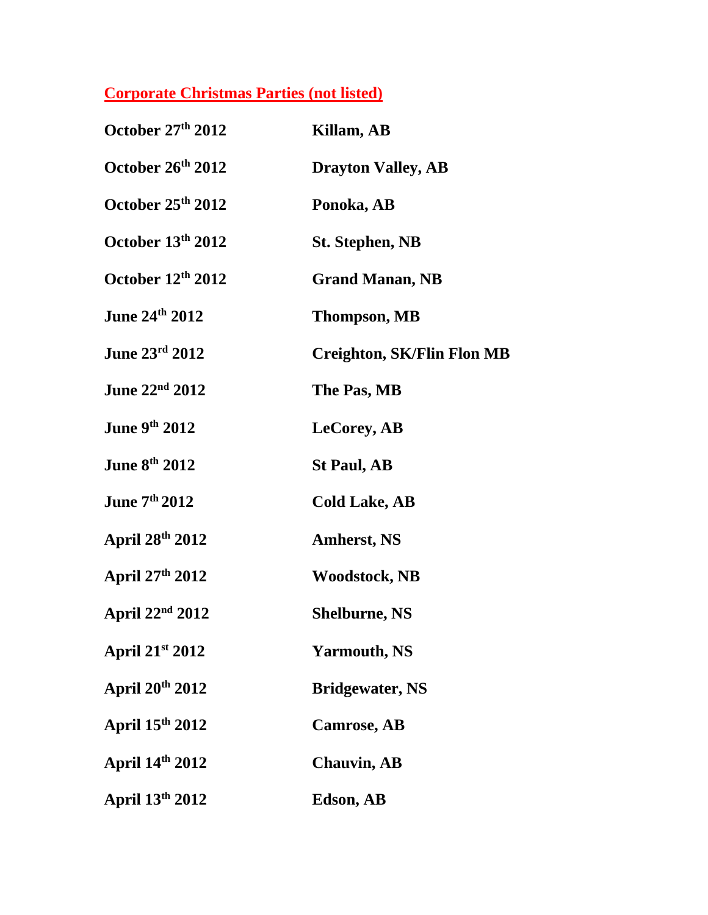**Corporate Christmas Parties (not listed)**

| | |
|---|---|
| **October 27th 2012** | **Killam, AB** |
| **October 26th 2012** | **Drayton Valley, AB** |
| **October 25th 2012** | **Ponoka, AB** |
| **October 13th 2012** | **St. Stephen, NB** |
| **October 12th 2012** | **Grand Manan, NB** |
| **June 24th 2012** | **Thompson, MB** |
| **June 23rd 2012** | **Creighton, SK/Flin Flon MB** |
| **June 22nd 2012** | **The Pas, MB** |
| **June 9th 2012** | **LeCorey, AB** |
| **June 8th 2012** | **St Paul, AB** |
| **June 7th 2012** | **Cold Lake, AB** |
| **April 28th 2012** | **Amherst, NS** |
| **April 27th 2012** | **Woodstock, NB** |
| **April 22nd 2012** | **Shelburne, NS** |
| **April 21st 2012** | **Yarmouth, NS** |
| **April 20th 2012** | **Bridgewater, NS** |
| **April 15th 2012** | **Camrose, AB** |
| **April 14th 2012** | **Chauvin, AB** |
| **April 13th 2012** | **Edson, AB** |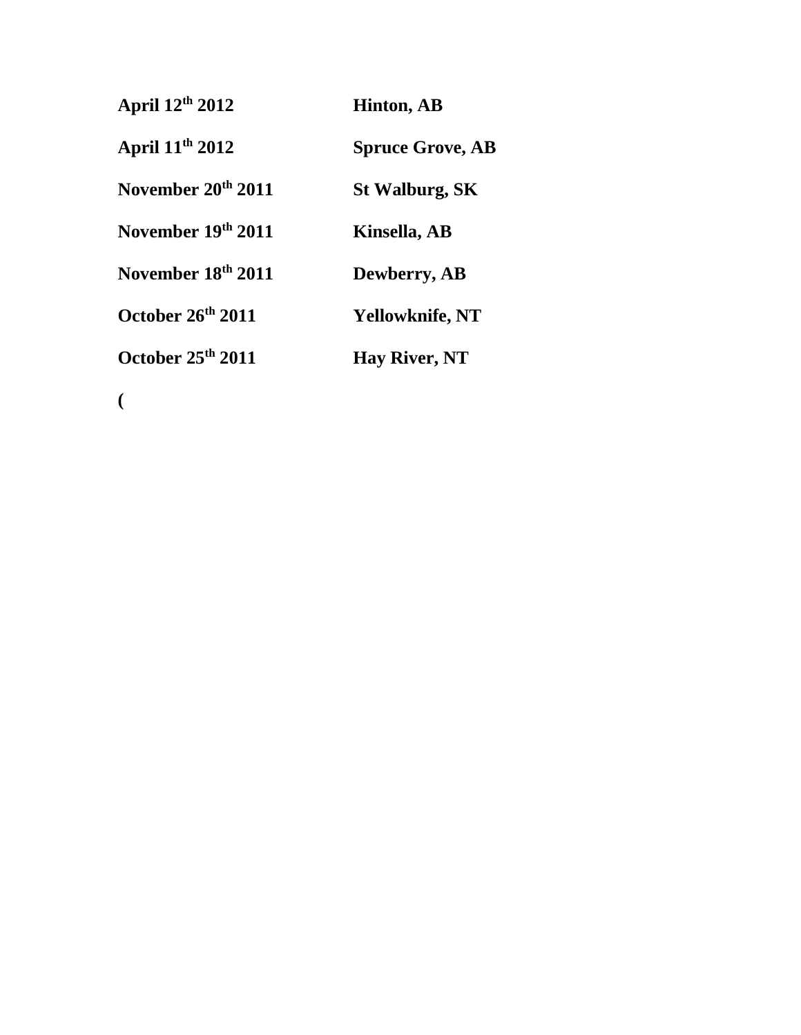| | |
|---|---|
| **April 12th 2012** | **Hinton, AB** |
| **April 11th 2012** | **Spruce Grove, AB** |
| **November 20th 2011** | **St Walburg, SK** |
| **November 19th 2011** | **Kinsella, AB** |
| **November 18th 2011** | **Dewberry, AB** |
| **October 26th 2011** | **Yellowknife, NT** |
| **October 25th 2011** | **Hay River, NT** |

**(**